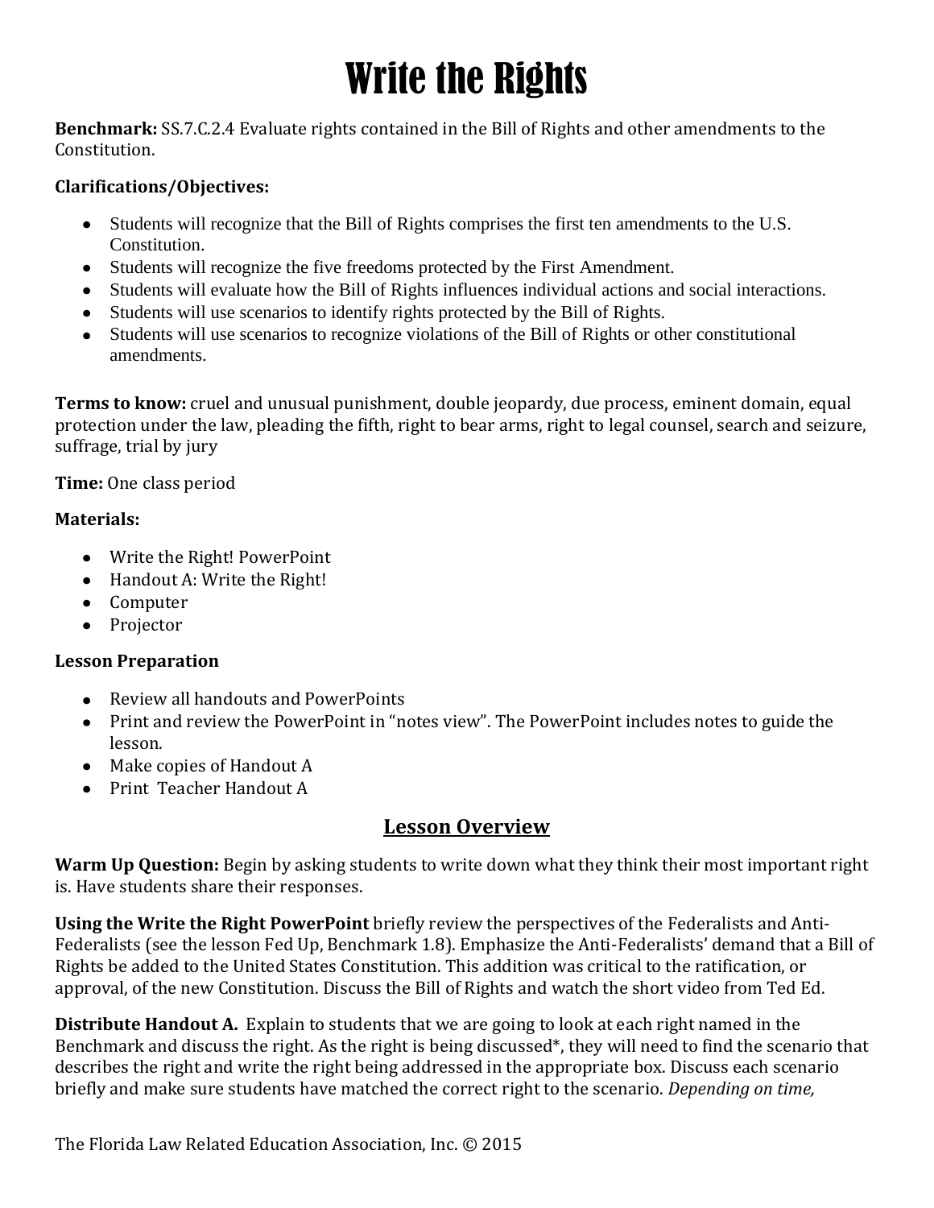# Write the Rights

**Benchmark:** SS.7.C.2.4 Evaluate rights contained in the Bill of Rights and other amendments to the Constitution.

**Clarifications/Objectives:**

- Students will recognize that the Bill of Rights comprises the first ten amendments to the U.S. Constitution.
- Students will recognize the five freedoms protected by the First Amendment.
- Students will evaluate how the Bill of Rights influences individual actions and social interactions.
- Students will use scenarios to identify rights protected by the Bill of Rights.
- Students will use scenarios to recognize violations of the Bill of Rights or other constitutional amendments.

**Terms to know:** cruel and unusual punishment, double jeopardy, due process, eminent domain, equal protection under the law, pleading the fifth, right to bear arms, right to legal counsel, search and seizure, suffrage, trial by jury

**Time:** One class period

**Materials:**

- Write the Right! PowerPoint
- Handout A: Write the Right!
- Computer
- Projector

**Lesson Preparation**

- Review all handouts and PowerPoints
- Print and review the PowerPoint in "notes view". The PowerPoint includes notes to guide the lesson.
- Make copies of Handout A
- Print Teacher Handout A

## Lesson Overview

**Warm Up Question:** Begin by asking students to write down what they think their most important right is. Have students share their responses.

**Using the Write the Right PowerPoint** briefly review the perspectives of the Federalists and Anti-Federalists (see the lesson Fed Up, Benchmark 1.8). Emphasize the Anti-Federalists' demand that a Bill of Rights be added to the United States Constitution. This addition was critical to the ratification, or approval, of the new Constitution. Discuss the Bill of Rights and watch the short video from Ted Ed.

**Distribute Handout A.** Explain to students that we are going to look at each right named in the Benchmark and discuss the right. As the right is being discussed*, they will need to find the scenario that describes the right and write the right being addressed in the appropriate box. Discuss each scenario briefly and make sure students have matched the correct right to the scenario. *Depending on time,*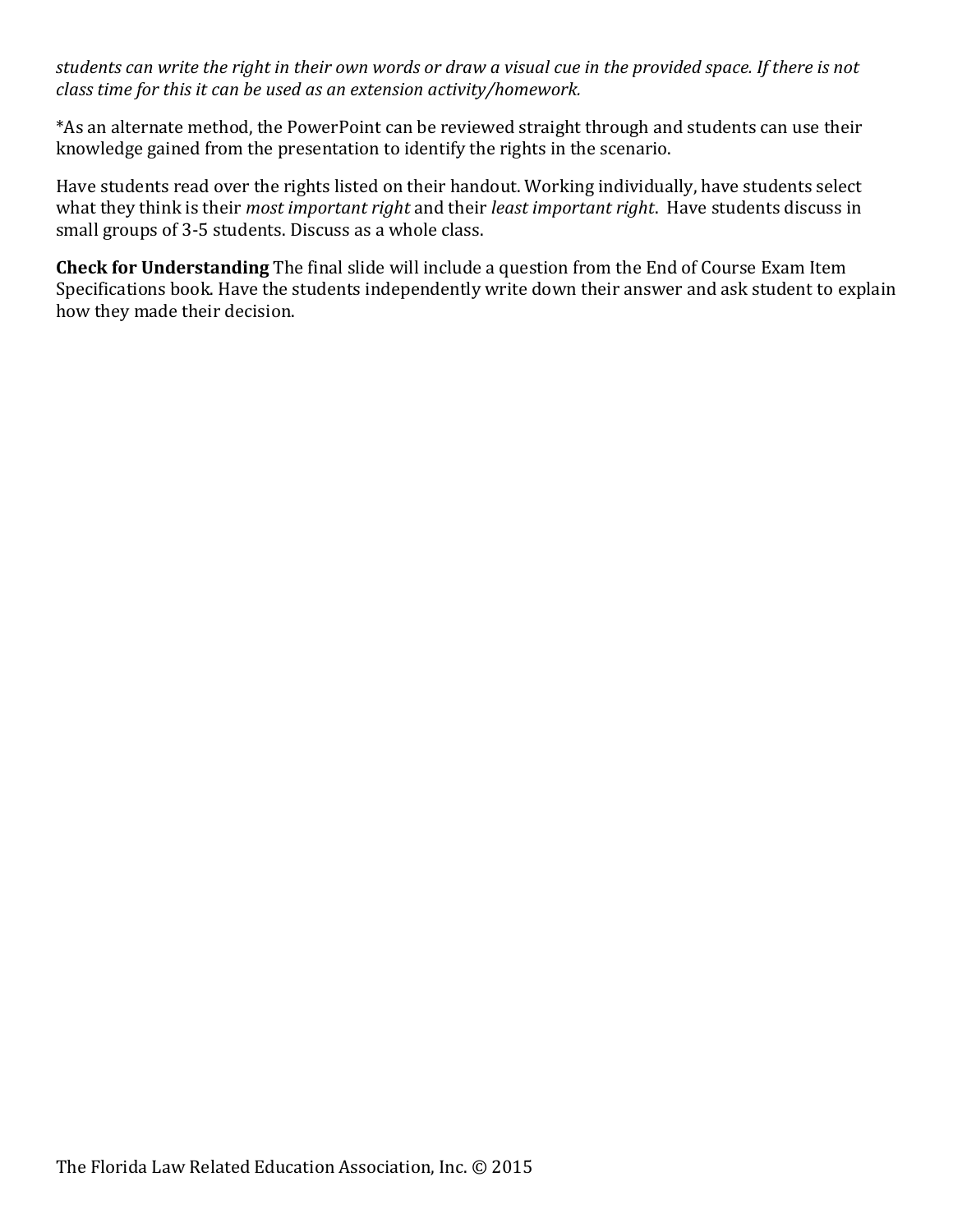*students can write the right in their own words or draw a visual cue in the provided space. If there is not class time for this it can be used as an extension activity/homework.*

*As an alternate method, the PowerPoint can be reviewed straight through and students can use their knowledge gained from the presentation to identify the rights in the scenario.

Have students read over the rights listed on their handout. Working individually, have students select what they think is their *most important right* and their *least important right*. Have students discuss in small groups of 3-5 students. Discuss as a whole class.

**Check for Understanding** The final slide will include a question from the End of Course Exam Item Specifications book. Have the students independently write down their answer and ask student to explain how they made their decision.

The Florida Law Related Education Association, Inc. © 2015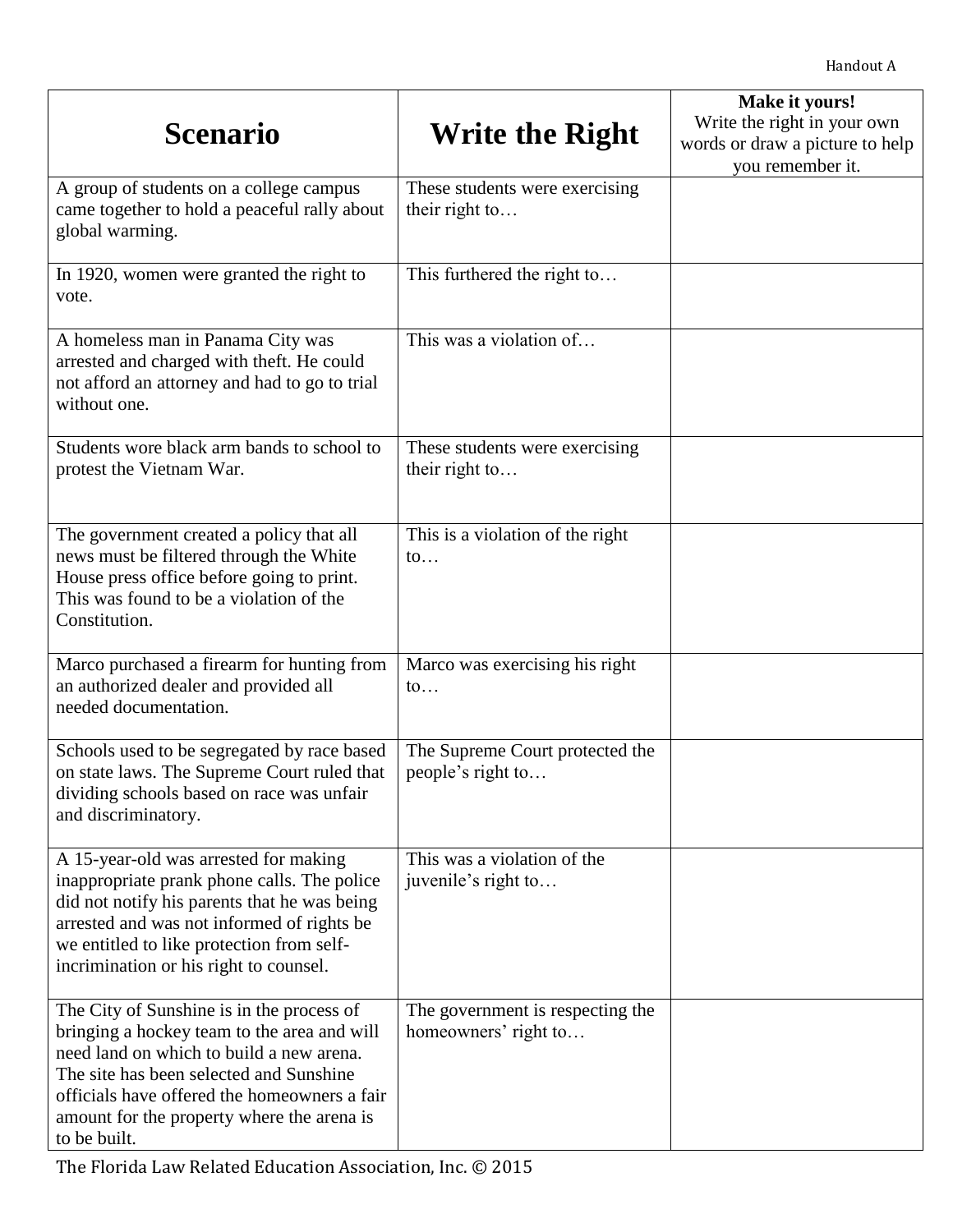Handout A

| Scenario | Write the Right | **Make it yours!** Write the right in your own words or draw a picture to help you remember it. |
|---|---|---|
| A group of students on a college campus came together to hold a peaceful rally about global warming. | These students were exercising their right to… | |
| In 1920, women were granted the right to vote. | This furthered the right to… | |
| A homeless man in Panama City was arrested and charged with theft. He could not afford an attorney and had to go to trial without one. | This was a violation of… | |
| Students wore black arm bands to school to protest the Vietnam War. | These students were exercising their right to… | |
| The government created a policy that all news must be filtered through the White House press office before going to print. This was found to be a violation of the Constitution. | This is a violation of the right to… | |
| Marco purchased a firearm for hunting from an authorized dealer and provided all needed documentation. | Marco was exercising his right to… | |
| Schools used to be segregated by race based on state laws. The Supreme Court ruled that dividing schools based on race was unfair and discriminatory. | The Supreme Court protected the people's right to… | |
| A 15-year-old was arrested for making inappropriate prank phone calls. The police did not notify his parents that he was being arrested and was not informed of rights be we entitled to like protection from self-incrimination or his right to counsel. | This was a violation of the juvenile's right to… | |
| The City of Sunshine is in the process of bringing a hockey team to the area and will need land on which to build a new arena. The site has been selected and Sunshine officials have offered the homeowners a fair amount for the property where the arena is to be built. | The government is respecting the homeowners' right to… | |

The Florida Law Related Education Association, Inc. © 2015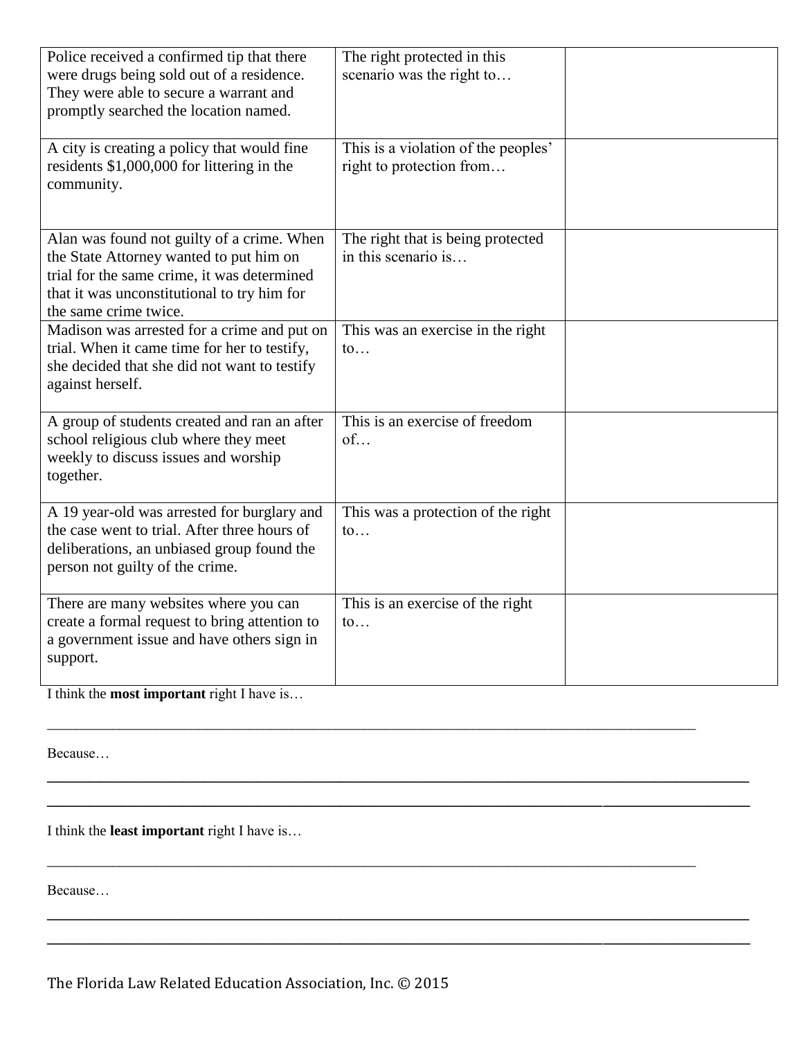| | | |
|---|---|---|
| Police received a confirmed tip that there were drugs being sold out of a residence. They were able to secure a warrant and promptly searched the location named. | The right protected in this scenario was the right to… | |
| A city is creating a policy that would fine residents $1,000,000 for littering in the community. | This is a violation of the peoples' right to protection from… | |
| Alan was found not guilty of a crime. When the State Attorney wanted to put him on trial for the same crime, it was determined that it was unconstitutional to try him for the same crime twice. | The right that is being protected in this scenario is… | |
| Madison was arrested for a crime and put on trial. When it came time for her to testify, she decided that she did not want to testify against herself. | This was an exercise in the right to… | |
| A group of students created and ran an after school religious club where they meet weekly to discuss issues and worship together. | This is an exercise of freedom of… | |
| A 19 year-old was arrested for burglary and the case went to trial. After three hours of deliberations, an unbiased group found the person not guilty of the crime. | This was a protection of the right to… | |
| There are many websites where you can create a formal request to bring attention to a government issue and have others sign in support. | This is an exercise of the right to… | |

I think the **most important** right I have is…

______________________________________________________________________________

Because…

______________________________________________________________________________

______________________________________________________________________________

I think the **least important** right I have is…

______________________________________________________________________________

Because…

______________________________________________________________________________

______________________________________________________________________________

The Florida Law Related Education Association, Inc. © 2015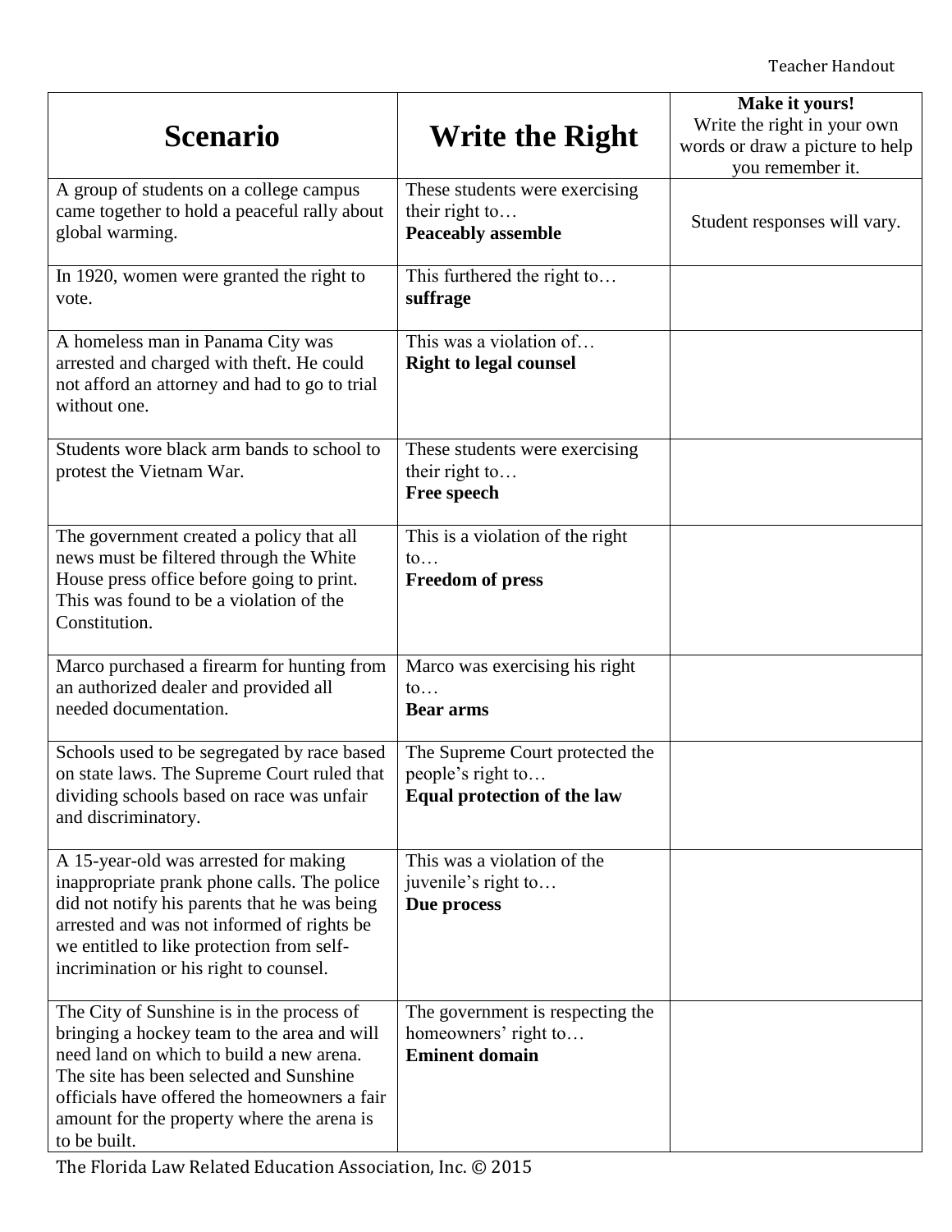Teacher Handout

| **Scenario** | **Write the Right** | **Make it yours!** Write the right in your own words or draw a picture to help you remember it. |
|---|---|---|
| A group of students on a college campus came together to hold a peaceful rally about global warming. | These students were exercising their right to… **Peaceably assemble** | Student responses will vary. |
| In 1920, women were granted the right to vote. | This furthered the right to… **suffrage** | |
| A homeless man in Panama City was arrested and charged with theft. He could not afford an attorney and had to go to trial without one. | This was a violation of… **Right to legal counsel** | |
| Students wore black arm bands to school to protest the Vietnam War. | These students were exercising their right to… **Free speech** | |
| The government created a policy that all news must be filtered through the White House press office before going to print. This was found to be a violation of the Constitution. | This is a violation of the right to… **Freedom of press** | |
| Marco purchased a firearm for hunting from an authorized dealer and provided all needed documentation. | Marco was exercising his right to… **Bear arms** | |
| Schools used to be segregated by race based on state laws. The Supreme Court ruled that dividing schools based on race was unfair and discriminatory. | The Supreme Court protected the people's right to… **Equal protection of the law** | |
| A 15-year-old was arrested for making inappropriate prank phone calls. The police did not notify his parents that he was being arrested and was not informed of rights be we entitled to like protection from self-incrimination or his right to counsel. | This was a violation of the juvenile's right to… **Due process** | |
| The City of Sunshine is in the process of bringing a hockey team to the area and will need land on which to build a new arena. The site has been selected and Sunshine officials have offered the homeowners a fair amount for the property where the arena is to be built. | The government is respecting the homeowners' right to… **Eminent domain** | |

The Florida Law Related Education Association, Inc. © 2015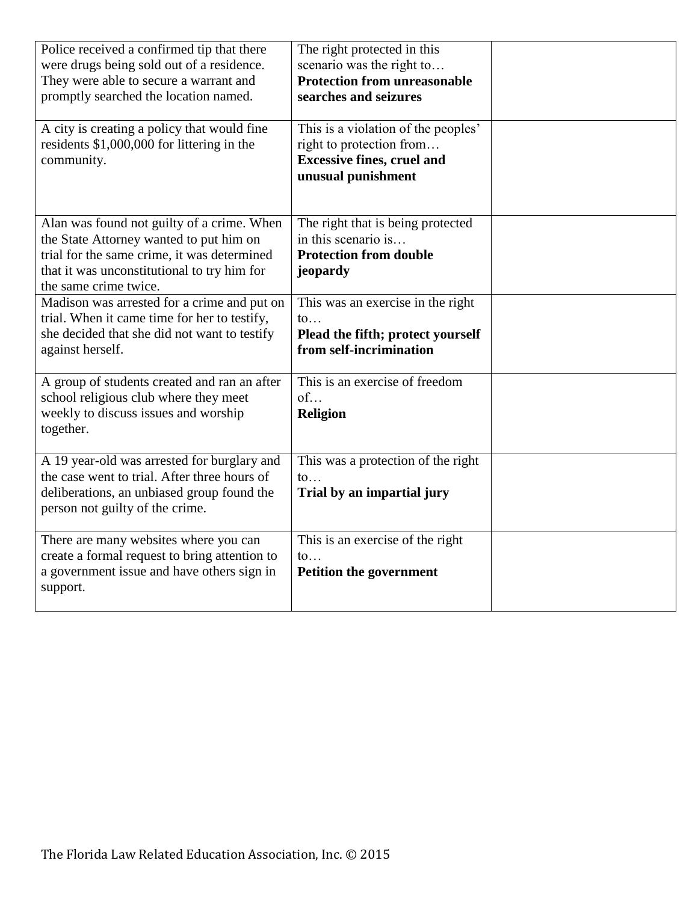| | | |
|---|---|---|
| Police received a confirmed tip that there were drugs being sold out of a residence. They were able to secure a warrant and promptly searched the location named. | The right protected in this scenario was the right to… **Protection from unreasonable searches and seizures** | |
| A city is creating a policy that would fine residents $1,000,000 for littering in the community. | This is a violation of the peoples' right to protection from… **Excessive fines, cruel and unusual punishment** | |
| Alan was found not guilty of a crime. When the State Attorney wanted to put him on trial for the same crime, it was determined that it was unconstitutional to try him for the same crime twice. | The right that is being protected in this scenario is… **Protection from double jeopardy** | |
| Madison was arrested for a crime and put on trial. When it came time for her to testify, she decided that she did not want to testify against herself. | This was an exercise in the right to… **Plead the fifth; protect yourself from self-incrimination** | |
| A group of students created and ran an after school religious club where they meet weekly to discuss issues and worship together. | This is an exercise of freedom of… **Religion** | |
| A 19 year-old was arrested for burglary and the case went to trial. After three hours of deliberations, an unbiased group found the person not guilty of the crime. | This was a protection of the right to… **Trial by an impartial jury** | |
| There are many websites where you can create a formal request to bring attention to a government issue and have others sign in support. | This is an exercise of the right to… **Petition the government** | |